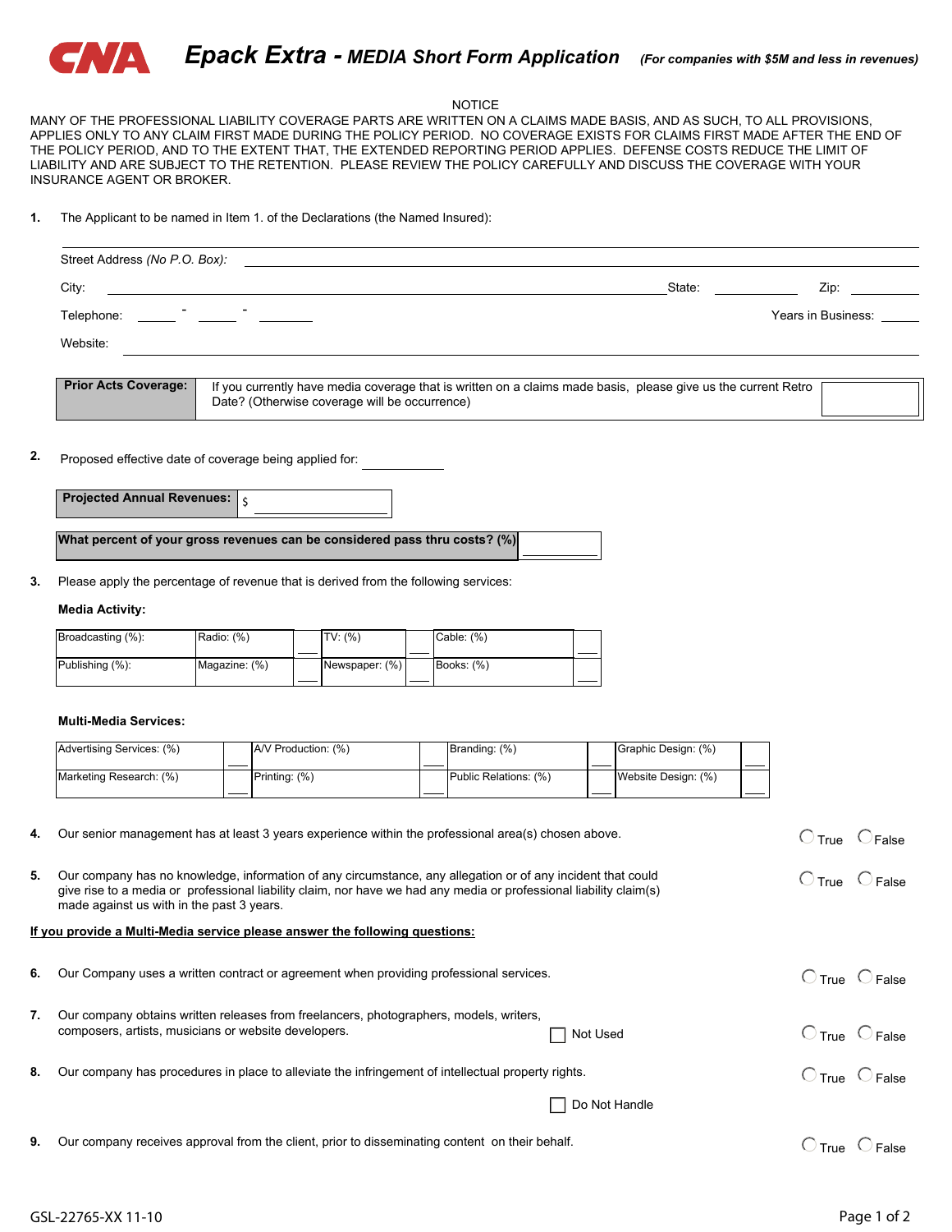CNA

# Epack Extra - MEDIA Short Form Application

*(For companies with $5M and less in revenues)*

NOTICE

MANY OF THE PROFESSIONAL LIABILITY COVERAGE PARTS ARE WRITTEN ON A CLAIMS MADE BASIS, AND AS SUCH, TO ALL PROVISIONS, APPLIES ONLY TO ANY CLAIM FIRST MADE DURING THE POLICY PERIOD. NO COVERAGE EXISTS FOR CLAIMS FIRST MADE AFTER THE END OF THE POLICY PERIOD, AND TO THE EXTENT THAT, THE EXTENDED REPORTING PERIOD APPLIES. DEFENSE COSTS REDUCE THE LIMIT OF LIABILITY AND ARE SUBJECT TO THE RETENTION. PLEASE REVIEW THE POLICY CAREFULLY AND DISCUSS THE COVERAGE WITH YOUR INSURANCE AGENT OR BROKER.

**1.** The Applicant to be named in Item 1. of the Declarations (the Named Insured):

______________________________________________

Street Address *(No P.O. Box)*: ______________________________________________

City: ______________________________ State: __________ Zip: __________

Telephone: _____ - _____ - _______ Years in Business: _____

Website: ______________________________________________

| **Prior Acts Coverage:** | If you currently have media coverage that is written on a claims made basis, please give us the current Retro Date? (Otherwise coverage will be occurrence) | |
|---|---|---|

**2.** Proposed effective date of coverage being applied for: __________

| **Projected Annual Revenues:** | $ __________ |
|---|---|

| **What percent of your gross revenues can be considered pass thru costs? (%)** | |
|---|---|

**3.** Please apply the percentage of revenue that is derived from the following services:

**Media Activity:**

| | | | | | | |
|---|---|---|---|---|---|---|
| Broadcasting (%): | Radio: (%) | ___ | TV: (%) | ___ | Cable: (%) | ___ |
| Publishing (%): | Magazine: (%) | ___ | Newspaper: (%) | ___ | Books: (%) | ___ |

**Multi-Media Services:**

| | | | | | | | |
|---|---|---|---|---|---|---|---|
| Advertising Services: (%) | ___ | A/V Production: (%) | ___ | Branding: (%) | ___ | Graphic Design: (%) | ___ |
| Marketing Research: (%) | ___ | Printing: (%) | ___ | Public Relations: (%) | ___ | Website Design: (%) | ___ |

**4.** Our senior management has at least 3 years experience within the professional area(s) chosen above. ○ True ○ False

**5.** Our company has no knowledge, information of any circumstance, any allegation or of any incident that could give rise to a media or professional liability claim, nor have we had any media or professional liability claim(s) made against us with in the past 3 years. ○ True ○ False

**<u>If you provide a Multi-Media service please answer the following questions:</u>**

**6.** Our Company uses a written contract or agreement when providing professional services. ○ True ○ False

**7.** Our company obtains written releases from freelancers, photographers, models, writers, composers, artists, musicians or website developers. ☐ Not Used ○ True ○ False

**8.** Our company has procedures in place to alleviate the infringement of intellectual property rights. ○ True ○ False

☐ Do Not Handle

**9.** Our company receives approval from the client, prior to disseminating content on their behalf. ○ True ○ False

GSL-22765-XX 11-10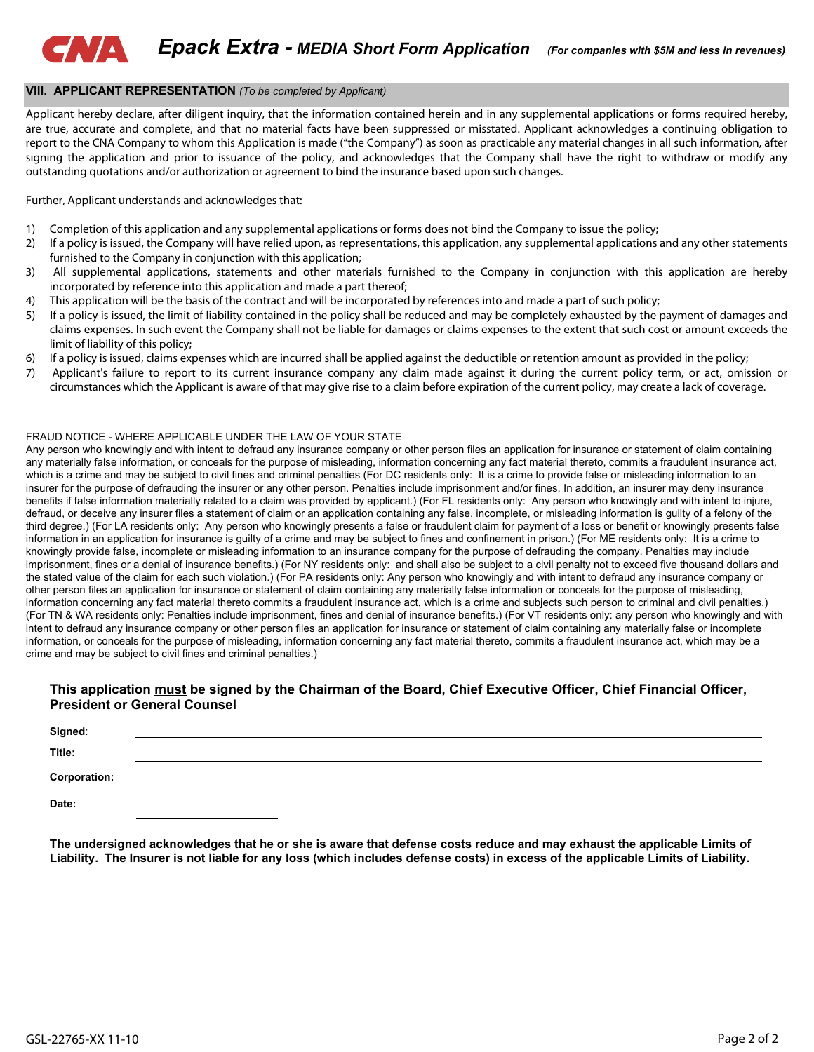# Epack Extra - MEDIA Short Form Application *(For companies with $5M and less in revenues)*

## VIII. APPLICANT REPRESENTATION *(To be completed by Applicant)*

Applicant hereby declare, after diligent inquiry, that the information contained herein and in any supplemental applications or forms required hereby, are true, accurate and complete, and that no material facts have been suppressed or misstated. Applicant acknowledges a continuing obligation to report to the CNA Company to whom this Application is made ("the Company") as soon as practicable any material changes in all such information, after signing the application and prior to issuance of the policy, and acknowledges that the Company shall have the right to withdraw or modify any outstanding quotations and/or authorization or agreement to bind the insurance based upon such changes.

Further, Applicant understands and acknowledges that:

1) Completion of this application and any supplemental applications or forms does not bind the Company to issue the policy;
2) If a policy is issued, the Company will have relied upon, as representations, this application, any supplemental applications and any other statements furnished to the Company in conjunction with this application;
3) All supplemental applications, statements and other materials furnished to the Company in conjunction with this application are hereby incorporated by reference into this application and made a part thereof;
4) This application will be the basis of the contract and will be incorporated by references into and made a part of such policy;
5) If a policy is issued, the limit of liability contained in the policy shall be reduced and may be completely exhausted by the payment of damages and claims expenses. In such event the Company shall not be liable for damages or claims expenses to the extent that such cost or amount exceeds the limit of liability of this policy;
6) If a policy is issued, claims expenses which are incurred shall be applied against the deductible or retention amount as provided in the policy;
7) Applicant's failure to report to its current insurance company any claim made against it during the current policy term, or act, omission or circumstances which the Applicant is aware of that may give rise to a claim before expiration of the current policy, may create a lack of coverage.

FRAUD NOTICE - WHERE APPLICABLE UNDER THE LAW OF YOUR STATE

Any person who knowingly and with intent to defraud any insurance company or other person files an application for insurance or statement of claim containing any materially false information, or conceals for the purpose of misleading, information concerning any fact material thereto, commits a fraudulent insurance act, which is a crime and may be subject to civil fines and criminal penalties (For DC residents only: It is a crime to provide false or misleading information to an insurer for the purpose of defrauding the insurer or any other person. Penalties include imprisonment and/or fines. In addition, an insurer may deny insurance benefits if false information materially related to a claim was provided by applicant.) (For FL residents only: Any person who knowingly and with intent to injure, defraud, or deceive any insurer files a statement of claim or an application containing any false, incomplete, or misleading information is guilty of a felony of the third degree.) (For LA residents only: Any person who knowingly presents a false or fraudulent claim for payment of a loss or benefit or knowingly presents false information in an application for insurance is guilty of a crime and may be subject to fines and confinement in prison.) (For ME residents only: It is a crime to knowingly provide false, incomplete or misleading information to an insurance company for the purpose of defrauding the company. Penalties may include imprisonment, fines or a denial of insurance benefits.) (For NY residents only: and shall also be subject to a civil penalty not to exceed five thousand dollars and the stated value of the claim for each such violation.) (For PA residents only: Any person who knowingly and with intent to defraud any insurance company or other person files an application for insurance or statement of claim containing any materially false information or conceals for the purpose of misleading, information concerning any fact material thereto commits a fraudulent insurance act, which is a crime and subjects such person to criminal and civil penalties.) (For TN & WA residents only: Penalties include imprisonment, fines and denial of insurance benefits.) (For VT residents only: any person who knowingly and with intent to defraud any insurance company or other person files an application for insurance or statement of claim containing any materially false or incomplete information, or conceals for the purpose of misleading, information concerning any fact material thereto, commits a fraudulent insurance act, which may be a crime and may be subject to civil fines and criminal penalties.)

**This application must be signed by the Chairman of the Board, Chief Executive Officer, Chief Financial Officer, President or General Counsel**

**Signed:** ______________________________

**Title:** ______________________________

**Corporation:** ______________________________

**Date:** ______________

**The undersigned acknowledges that he or she is aware that defense costs reduce and may exhaust the applicable Limits of Liability. The Insurer is not liable for any loss (which includes defense costs) in excess of the applicable Limits of Liability.**

GSL-22765-XX 11-10